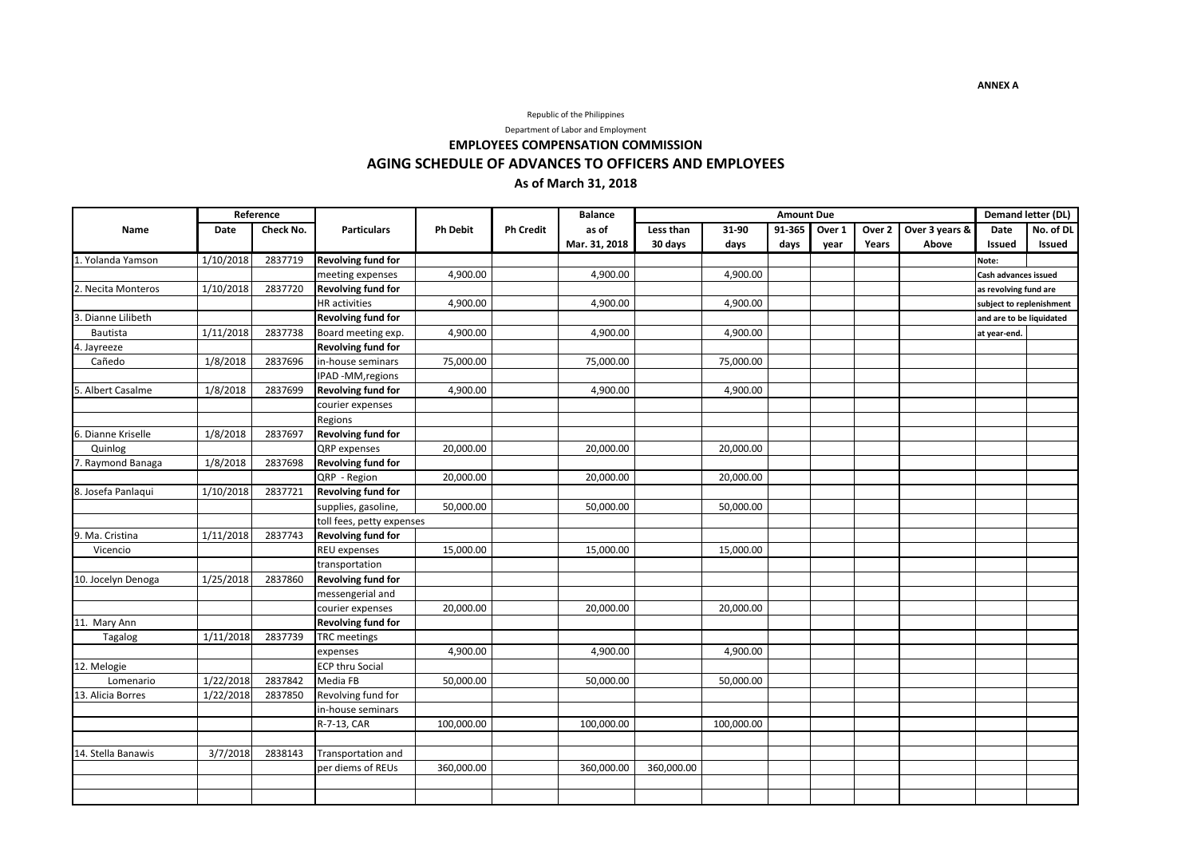ANNEX A

Republic of the Philippines

Department of Labor and Employment

# EMPLOYEES COMPENSATION COMMISSION

## AGING SCHEDULE OF ADVANCES TO OFFICERS AND EMPLOYEES

### As of March 31, 2018

| Name | Reference | | Particulars | Ph Debit | Ph Credit | Balance | Amount Due | | | | | | Demand letter (DL) | |
|---|---|---|---|---|---|---|---|---|---|---|---|---|---|---|
| | Date | Check No. | | | | as of Mar. 31, 2018 | Less than 30 days | 31-90 days | 91-365 days | Over 1 year | Over 2 Years | Over 3 years & Above | Date Issued | No. of DL Issued |
| 1. Yolanda Yamson | 1/10/2018 | 2837719 | **Revolving fund for** | | | | | | | | | | Note: | |
| | | | meeting expenses | 4,900.00 | | 4,900.00 | | 4,900.00 | | | | | Cash advances issued | |
| 2. Necita Monteros | 1/10/2018 | 2837720 | **Revolving fund for** | | | | | | | | | | as revolving fund are | |
| | | | HR activities | 4,900.00 | | 4,900.00 | | 4,900.00 | | | | | subject to replenishment | |
| 3. Dianne Lilibeth | | | **Revolving fund for** | | | | | | | | | | and are to be liquidated | |
| Bautista | 1/11/2018 | 2837738 | Board meeting exp. | 4,900.00 | | 4,900.00 | | 4,900.00 | | | | | at year-end. | |
| 4. Jayreeze | | | **Revolving fund for** | | | | | | | | | | | |
| Cañedo | 1/8/2018 | 2837696 | in-house seminars | 75,000.00 | | 75,000.00 | | 75,000.00 | | | | | | |
| | | | IPAD -MM,regions | | | | | | | | | | | |
| 5. Albert Casalme | 1/8/2018 | 2837699 | **Revolving fund for** | 4,900.00 | | 4,900.00 | | 4,900.00 | | | | | | |
| | | | courier expenses | | | | | | | | | | | |
| | | | Regions | | | | | | | | | | | |
| 6. Dianne Kriselle | 1/8/2018 | 2837697 | **Revolving fund for** | | | | | | | | | | | |
| Quinlog | | | QRP expenses | 20,000.00 | | 20,000.00 | | 20,000.00 | | | | | | |
| 7. Raymond Banaga | 1/8/2018 | 2837698 | **Revolving fund for** | | | | | | | | | | | |
| | | | QRP - Region | 20,000.00 | | 20,000.00 | | 20,000.00 | | | | | | |
| 8. Josefa Panlaqui | 1/10/2018 | 2837721 | **Revolving fund for** | | | | | | | | | | | |
| | | | supplies, gasoline, | 50,000.00 | | 50,000.00 | | 50,000.00 | | | | | | |
| | | | toll fees, petty expenses | | | | | | | | | | | |
| 9. Ma. Cristina | 1/11/2018 | 2837743 | **Revolving fund for** | | | | | | | | | | | |
| Vicencio | | | REU expenses | 15,000.00 | | 15,000.00 | | 15,000.00 | | | | | | |
| | | | transportation | | | | | | | | | | | |
| 10. Jocelyn Denoga | 1/25/2018 | 2837860 | **Revolving fund for** | | | | | | | | | | | |
| | | | messengerial and | | | | | | | | | | | |
| | | | courier expenses | 20,000.00 | | 20,000.00 | | 20,000.00 | | | | | | |
| 11. Mary Ann | | | **Revolving fund for** | | | | | | | | | | | |
| Tagalog | 1/11/2018 | 2837739 | TRC meetings | | | | | | | | | | | |
| | | | expenses | 4,900.00 | | 4,900.00 | | 4,900.00 | | | | | | |
| 12. Melogie | | | ECP thru Social | | | | | | | | | | | |
| Lomenario | 1/22/2018 | 2837842 | Media FB | 50,000.00 | | 50,000.00 | | 50,000.00 | | | | | | |
| 13. Alicia Borres | 1/22/2018 | 2837850 | Revolving fund for | | | | | | | | | | | |
| | | | in-house seminars | | | | | | | | | | | |
| | | | R-7-13, CAR | 100,000.00 | | 100,000.00 | | 100,000.00 | | | | | | |
| | | | | | | | | | | | | | | |
| 14. Stella Banawis | 3/7/2018 | 2838143 | Transportation and | | | | | | | | | | | |
| | | | per diems of REUs | 360,000.00 | | 360,000.00 | 360,000.00 | | | | | | | |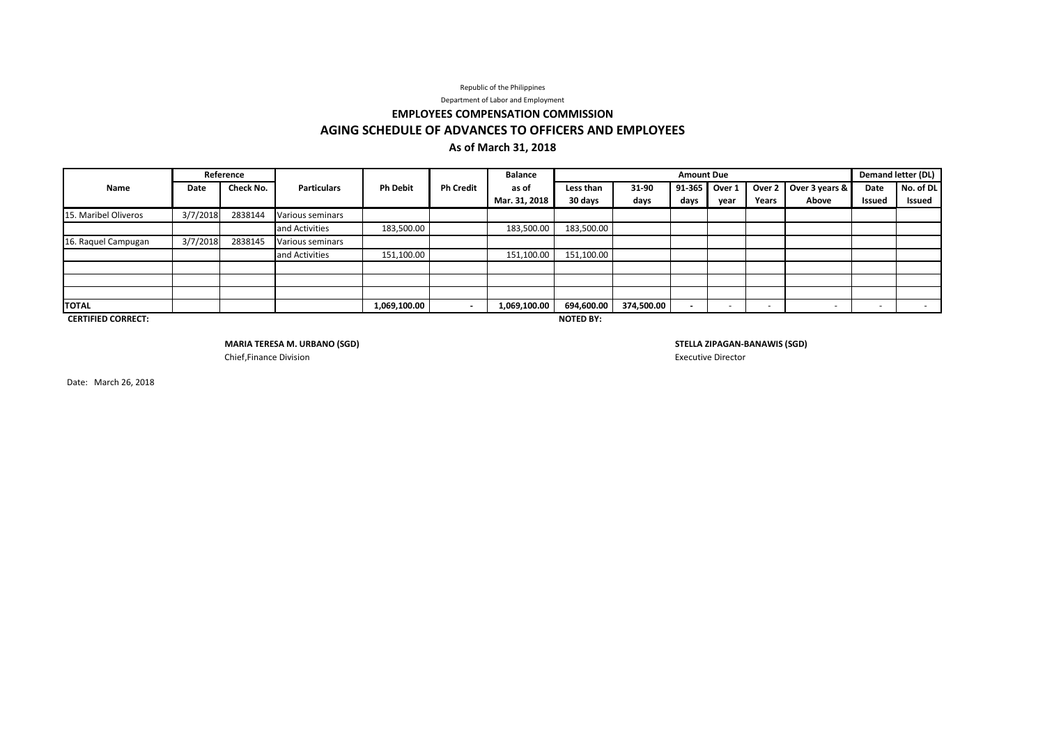Republic of the Philippines

Department of Labor and Employment

**EMPLOYEES COMPENSATION COMMISSION**

**AGING SCHEDULE OF ADVANCES TO OFFICERS AND EMPLOYEES**

**As of March 31, 2018**

| Name | Reference | | Particulars | Ph Debit | Ph Credit | Balance | Amount Due | | | | | | Demand letter (DL) | |
|---|---|---|---|---|---|---|---|---|---|---|---|---|---|---|
| | Date | Check No. | | | | as of Mar. 31, 2018 | Less than 30 days | 31-90 days | 91-365 days | Over 1 year | Over 2 Years | Over 3 years & Above | Date Issued | No. of DL Issued |
| 15. Maribel Oliveros | 3/7/2018 | 2838144 | Various seminars | | | | | | | | | | | |
| | | | and Activities | 183,500.00 | | 183,500.00 | 183,500.00 | | | | | | | |
| 16. Raquel Campugan | 3/7/2018 | 2838145 | Various seminars | | | | | | | | | | | |
| | | | and Activities | 151,100.00 | | 151,100.00 | 151,100.00 | | | | | | | |
| | | | | | | | | | | | | | | |
| | | | | | | | | | | | | | | |
| | | | | | | | | | | | | | | |
| **TOTAL** | | | | **1,069,100.00** | **-** | **1,069,100.00** | **694,600.00** | **374,500.00** | **-** | - | - | - | - | - |

**CERTIFIED CORRECT:**

**MARIA TERESA M. URBANO (SGD)**
Chief,Finance Division

**NOTED BY:**

**STELLA ZIPAGAN-BANAWIS (SGD)**
Executive Director

Date: March 26, 2018